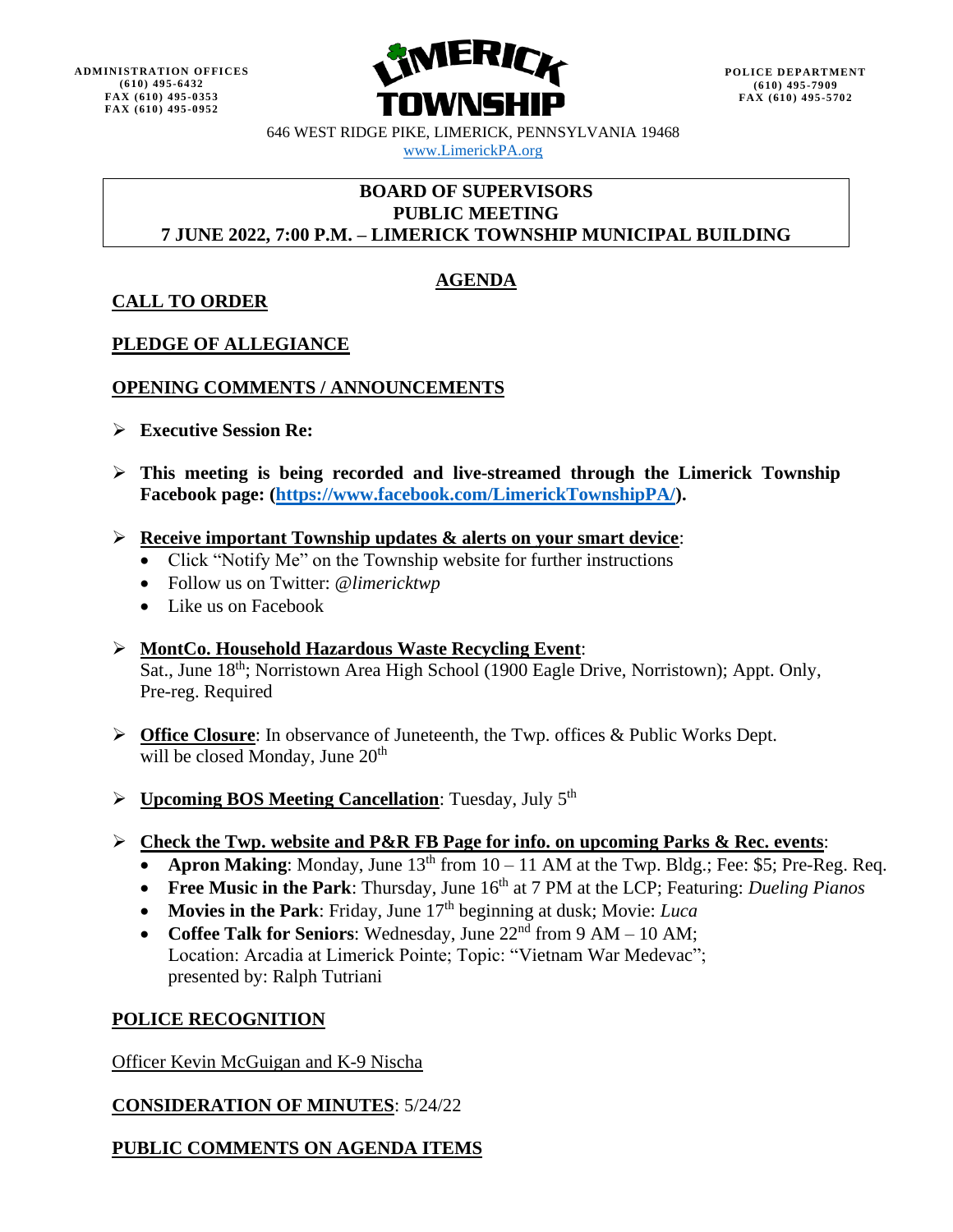ADMINISTRATION OFFICES
(610) 495-6432
FAX (610) 495-0353
FAX (610) 495-0952

**LIMERICK TOWNSHIP**

POLICE DEPARTMENT
(610) 495-7909
FAX (610) 495-5702

646 WEST RIDGE PIKE, LIMERICK, PENNSYLVANIA 19468
www.LimerickPA.org

**BOARD OF SUPERVISORS**
**PUBLIC MEETING**
**7 JUNE 2022, 7:00 P.M. – LIMERICK TOWNSHIP MUNICIPAL BUILDING**

## AGENDA

### CALL TO ORDER

### PLEDGE OF ALLEGIANCE

### OPENING COMMENTS / ANNOUNCEMENTS

- **Executive Session Re:**
- **This meeting is being recorded and live-streamed through the Limerick Township Facebook page: (https://www.facebook.com/LimerickTownshipPA/).**
- **Receive important Township updates & alerts on your smart device**:
  - Click "Notify Me" on the Township website for further instructions
  - Follow us on Twitter: *@limericktwp*
  - Like us on Facebook
- **MontCo. Household Hazardous Waste Recycling Event**: Sat., June 18th; Norristown Area High School (1900 Eagle Drive, Norristown); Appt. Only, Pre-reg. Required
- **Office Closure**: In observance of Juneteenth, the Twp. offices & Public Works Dept. will be closed Monday, June 20th
- **Upcoming BOS Meeting Cancellation**: Tuesday, July 5th
- **Check the Twp. website and P&R FB Page for info. on upcoming Parks & Rec. events**:
  - **Apron Making**: Monday, June 13th from 10 – 11 AM at the Twp. Bldg.; Fee: $5; Pre-Reg. Req.
  - **Free Music in the Park**: Thursday, June 16th at 7 PM at the LCP; Featuring: *Dueling Pianos*
  - **Movies in the Park**: Friday, June 17th beginning at dusk; Movie: *Luca*
  - **Coffee Talk for Seniors**: Wednesday, June 22nd from 9 AM – 10 AM; Location: Arcadia at Limerick Pointe; Topic: "Vietnam War Medevac"; presented by: Ralph Tutriani

### POLICE RECOGNITION

Officer Kevin McGuigan and K-9 Nischa

**CONSIDERATION OF MINUTES**: 5/24/22

### PUBLIC COMMENTS ON AGENDA ITEMS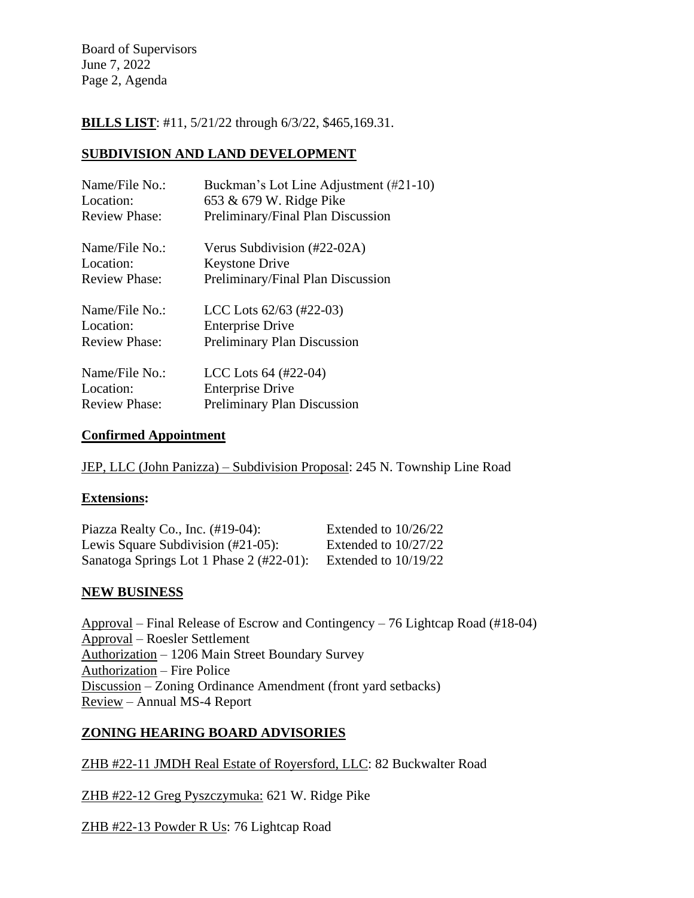**BILLS LIST**: #11, 5/21/22 through 6/3/22, $465,169.31.

## SUBDIVISION AND LAND DEVELOPMENT

| | |
|---|---|
| Name/File No.: | Buckman's Lot Line Adjustment (#21-10) |
| Location: | 653 & 679 W. Ridge Pike |
| Review Phase: | Preliminary/Final Plan Discussion |

| | |
|---|---|
| Name/File No.: | Verus Subdivision (#22-02A) |
| Location: | Keystone Drive |
| Review Phase: | Preliminary/Final Plan Discussion |

| | |
|---|---|
| Name/File No.: | LCC Lots 62/63 (#22-03) |
| Location: | Enterprise Drive |
| Review Phase: | Preliminary Plan Discussion |

| | |
|---|---|
| Name/File No.: | LCC Lots 64 (#22-04) |
| Location: | Enterprise Drive |
| Review Phase: | Preliminary Plan Discussion |

## Confirmed Appointment

JEP, LLC (John Panizza) – Subdivision Proposal: 245 N. Township Line Road

## Extensions:

| | |
|---|---|
| Piazza Realty Co., Inc. (#19-04): | Extended to 10/26/22 |
| Lewis Square Subdivision (#21-05): | Extended to 10/27/22 |
| Sanatoga Springs Lot 1 Phase 2 (#22-01): | Extended to 10/19/22 |

## NEW BUSINESS

Approval – Final Release of Escrow and Contingency – 76 Lightcap Road (#18-04)
Approval – Roesler Settlement
Authorization – 1206 Main Street Boundary Survey
Authorization – Fire Police
Discussion – Zoning Ordinance Amendment (front yard setbacks)
Review – Annual MS-4 Report

## ZONING HEARING BOARD ADVISORIES

ZHB #22-11 JMDH Real Estate of Royersford, LLC: 82 Buckwalter Road

ZHB #22-12 Greg Pyszczymuka: 621 W. Ridge Pike

ZHB #22-13 Powder R Us: 76 Lightcap Road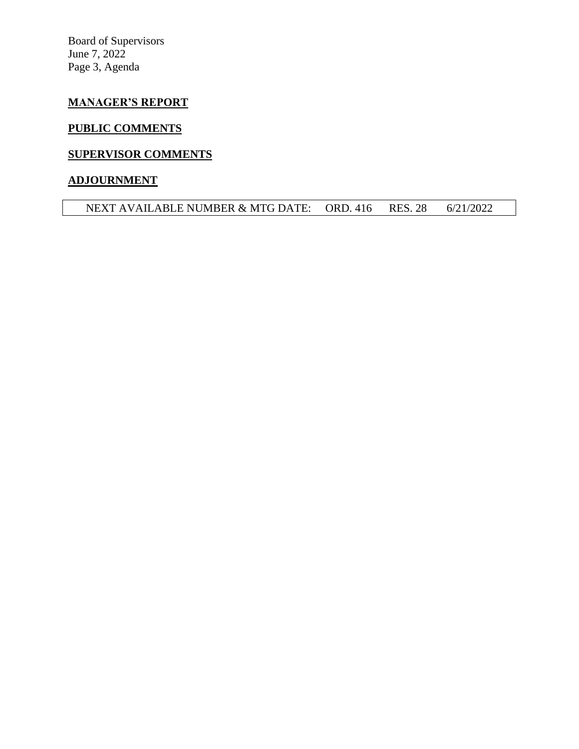**MANAGER'S REPORT**

**PUBLIC COMMENTS**

**SUPERVISOR COMMENTS**

**ADJOURNMENT**

| | | | |
|---|---|---|---|
| NEXT AVAILABLE NUMBER & MTG DATE: | ORD. 416 | RES. 28 | 6/21/2022 |